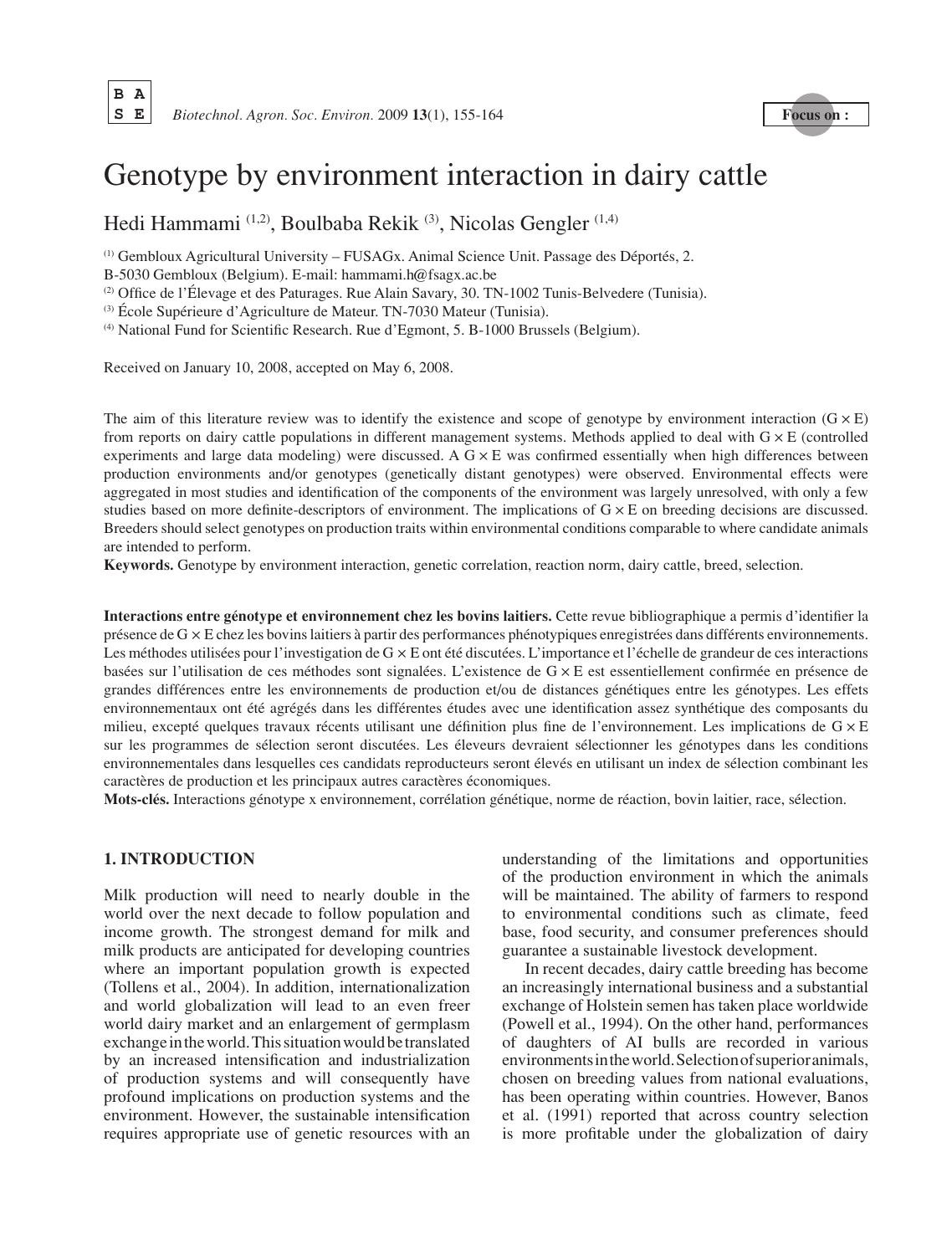Focus on :

# Genotype by environment interaction in dairy cattle

Hedi Hammami [1,2], Boulbaba Rekik [3], Nicolas Gengler [1,4]

[1] Gembloux Agricultural University – FUSAGx. Animal Science Unit. Passage des Déportés, 2. B-5030 Gembloux (Belgium). E-mail: hammami.h@fsagx.ac.be

[2] Office de l'Élevage et des Paturages. Rue Alain Savary, 30. TN-1002 Tunis-Belvedere (Tunisia).

[3] École Supérieure d'Agriculture de Mateur. TN-7030 Mateur (Tunisia).

[4] National Fund for Scientific Research. Rue d'Egmont, 5. B-1000 Brussels (Belgium).

Received on January 10, 2008, accepted on May 6, 2008.

The aim of this literature review was to identify the existence and scope of genotype by environment interaction (G × E) from reports on dairy cattle populations in different management systems. Methods applied to deal with G × E (controlled experiments and large data modeling) were discussed. A G × E was confirmed essentially when high differences between production environments and/or genotypes (genetically distant genotypes) were observed. Environmental effects were aggregated in most studies and identification of the components of the environment was largely unresolved, with only a few studies based on more definite-descriptors of environment. The implications of G × E on breeding decisions are discussed. Breeders should select genotypes on production traits within environmental conditions comparable to where candidate animals are intended to perform.

**Keywords.** Genotype by environment interaction, genetic correlation, reaction norm, dairy cattle, breed, selection.

**Interactions entre génotype et environnement chez les bovins laitiers.** Cette revue bibliographique a permis d'identifier la présence de G × E chez les bovins laitiers à partir des performances phénotypiques enregistrées dans différents environnements. Les méthodes utilisées pour l'investigation de G × E ont été discutées. L'importance et l'échelle de grandeur de ces interactions basées sur l'utilisation de ces méthodes sont signalées. L'existence de G × E est essentiellement confirmée en présence de grandes différences entre les environnements de production et/ou de distances génétiques entre les génotypes. Les effets environnementaux ont été agrégés dans les différentes études avec une identification assez synthétique des composants du milieu, excepté quelques travaux récents utilisant une définition plus fine de l'environnement. Les implications de G × E sur les programmes de sélection seront discutées. Les éleveurs devraient sélectionner les génotypes dans les conditions environnementales dans lesquelles ces candidats reproducteurs seront élevés en utilisant un index de sélection combinant les caractères de production et les principaux autres caractères économiques.

**Mots-clés.** Interactions génotype x environnement, corrélation génétique, norme de réaction, bovin laitier, race, sélection.

## 1. INTRODUCTION

Milk production will need to nearly double in the world over the next decade to follow population and income growth. The strongest demand for milk and milk products are anticipated for developing countries where an important population growth is expected (Tollens et al., 2004). In addition, internationalization and world globalization will lead to an even freer world dairy market and an enlargement of germplasm exchange in the world. This situation would be translated by an increased intensification and industrialization of production systems and will consequently have profound implications on production systems and the environment. However, the sustainable intensification requires appropriate use of genetic resources with an understanding of the limitations and opportunities of the production environment in which the animals will be maintained. The ability of farmers to respond to environmental conditions such as climate, feed base, food security, and consumer preferences should guarantee a sustainable livestock development.

In recent decades, dairy cattle breeding has become an increasingly international business and a substantial exchange of Holstein semen has taken place worldwide (Powell et al., 1994). On the other hand, performances of daughters of AI bulls are recorded in various environments in the world. Selection of superior animals, chosen on breeding values from national evaluations, has been operating within countries. However, Banos et al. (1991) reported that across country selection is more profitable under the globalization of dairy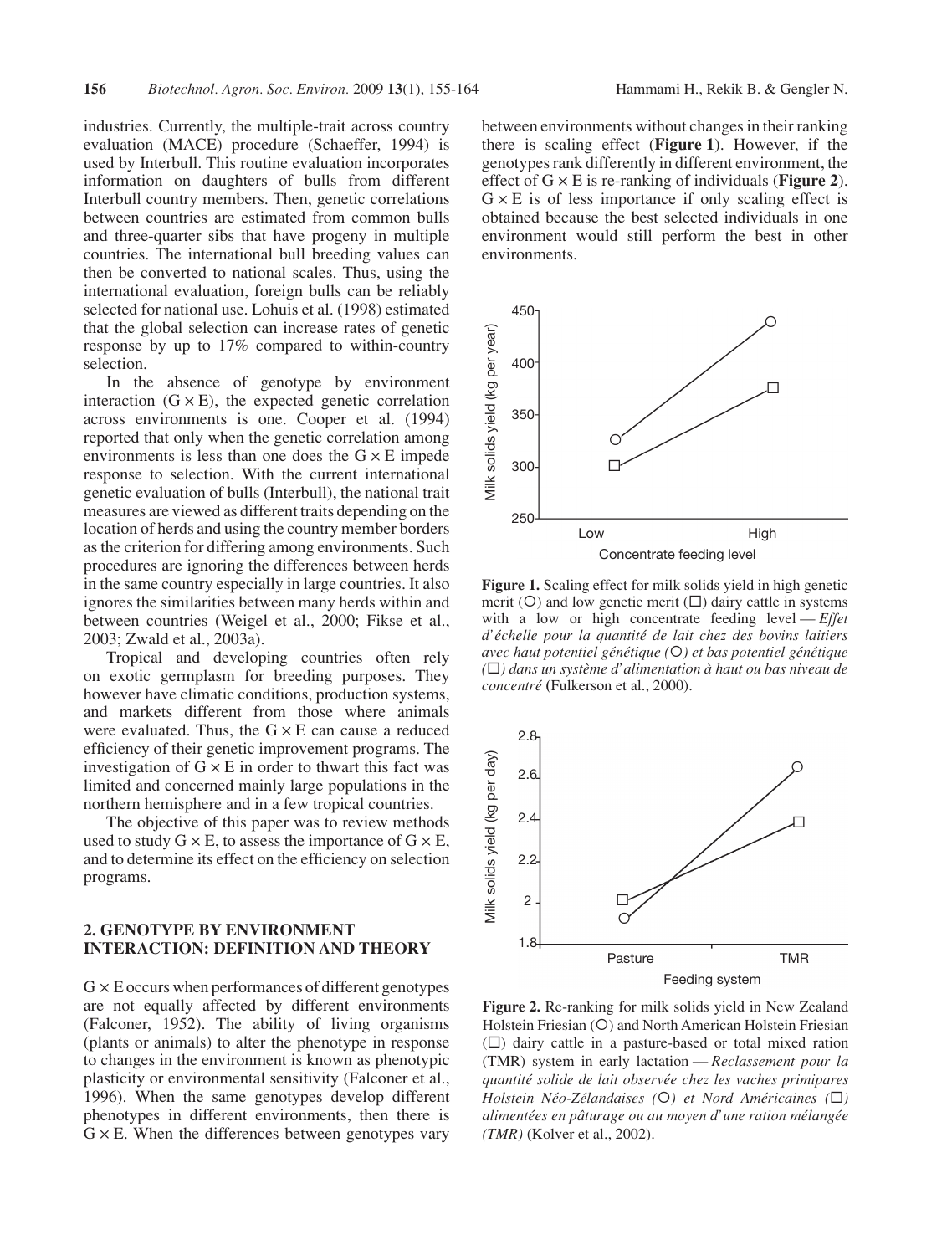industries. Currently, the multiple-trait across country evaluation (MACE) procedure (Schaeffer, 1994) is used by Interbull. This routine evaluation incorporates information on daughters of bulls from different Interbull country members. Then, genetic correlations between countries are estimated from common bulls and three-quarter sibs that have progeny in multiple countries. The international bull breeding values can then be converted to national scales. Thus, using the international evaluation, foreign bulls can be reliably selected for national use. Lohuis et al. (1998) estimated that the global selection can increase rates of genetic response by up to 17% compared to within-country selection.

In the absence of genotype by environment interaction (G × E), the expected genetic correlation across environments is one. Cooper et al. (1994) reported that only when the genetic correlation among environments is less than one does the G × E impede response to selection. With the current international genetic evaluation of bulls (Interbull), the national trait measures are viewed as different traits depending on the location of herds and using the country member borders as the criterion for differing among environments. Such procedures are ignoring the differences between herds in the same country especially in large countries. It also ignores the similarities between many herds within and between countries (Weigel et al., 2000; Fikse et al., 2003; Zwald et al., 2003a).

Tropical and developing countries often rely on exotic germplasm for breeding purposes. They however have climatic conditions, production systems, and markets different from those where animals were evaluated. Thus, the G × E can cause a reduced efficiency of their genetic improvement programs. The investigation of G × E in order to thwart this fact was limited and concerned mainly large populations in the northern hemisphere and in a few tropical countries.

The objective of this paper was to review methods used to study G × E, to assess the importance of G × E, and to determine its effect on the efficiency on selection programs.

## 2. GENOTYPE BY ENVIRONMENT INTERACTION: DEFINITION AND THEORY

G × E occurs when performances of different genotypes are not equally affected by different environments (Falconer, 1952). The ability of living organisms (plants or animals) to alter the phenotype in response to changes in the environment is known as phenotypic plasticity or environmental sensitivity (Falconer et al., 1996). When the same genotypes develop different phenotypes in different environments, then there is G × E. When the differences between genotypes vary between environments without changes in their ranking there is scaling effect (**Figure 1**). However, if the genotypes rank differently in different environment, the effect of G × E is re-ranking of individuals (**Figure 2**). G × E is of less importance if only scaling effect is obtained because the best selected individuals in one environment would still perform the best in other environments.

**Figure 1.** Scaling effect for milk solids yield in high genetic merit (○) and low genetic merit (□) dairy cattle in systems with a low or high concentrate feeding level — *Effet d'échelle pour la quantité de lait chez des bovins laitiers avec haut potentiel génétique (○) et bas potentiel génétique (□) dans un système d'alimentation à haut ou bas niveau de concentré* (Fulkerson et al., 2000).

**Figure 2.** Re-ranking for milk solids yield in New Zealand Holstein Friesian (○) and North American Holstein Friesian (□) dairy cattle in a pasture-based or total mixed ration (TMR) system in early lactation — *Reclassement pour la quantité solide de lait observée chez les vaches primipares Holstein Néo-Zélandaises (○) et Nord Américaines (□) alimentées en pâturage ou au moyen d'une ration mélangée (TMR)* (Kolver et al., 2002).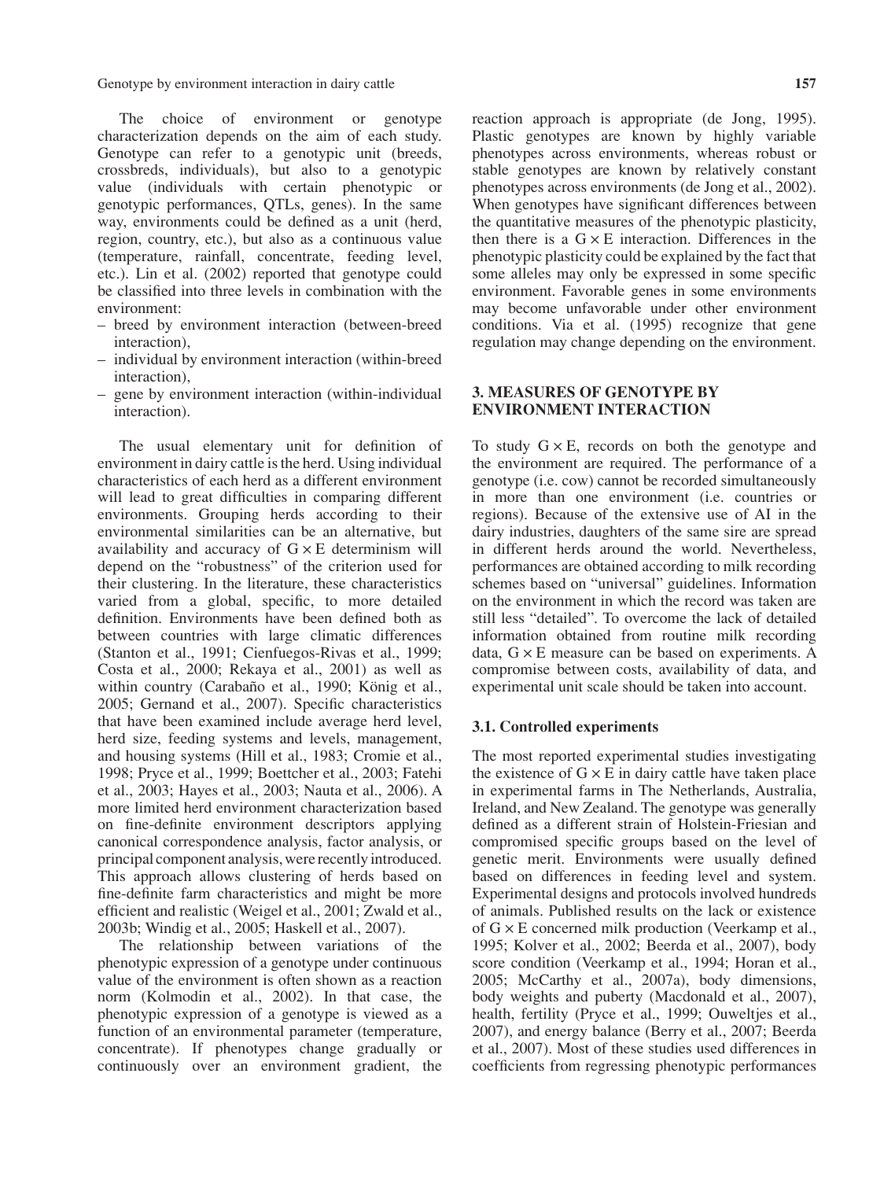The choice of environment or genotype characterization depends on the aim of each study. Genotype can refer to a genotypic unit (breeds, crossbreds, individuals), but also to a genotypic value (individuals with certain phenotypic or genotypic performances, QTLs, genes). In the same way, environments could be defined as a unit (herd, region, country, etc.), but also as a continuous value (temperature, rainfall, concentrate, feeding level, etc.). Lin et al. (2002) reported that genotype could be classified into three levels in combination with the environment:

- breed by environment interaction (between-breed interaction),
- individual by environment interaction (within-breed interaction),
- gene by environment interaction (within-individual interaction).

The usual elementary unit for definition of environment in dairy cattle is the herd. Using individual characteristics of each herd as a different environment will lead to great difficulties in comparing different environments. Grouping herds according to their environmental similarities can be an alternative, but availability and accuracy of G × E determinism will depend on the "robustness" of the criterion used for their clustering. In the literature, these characteristics varied from a global, specific, to more detailed definition. Environments have been defined both as between countries with large climatic differences (Stanton et al., 1991; Cienfuegos-Rivas et al., 1999; Costa et al., 2000; Rekaya et al., 2001) as well as within country (Carabaño et al., 1990; König et al., 2005; Gernand et al., 2007). Specific characteristics that have been examined include average herd level, herd size, feeding systems and levels, management, and housing systems (Hill et al., 1983; Cromie et al., 1998; Pryce et al., 1999; Boettcher et al., 2003; Fatehi et al., 2003; Hayes et al., 2003; Nauta et al., 2006). A more limited herd environment characterization based on fine-definite environment descriptors applying canonical correspondence analysis, factor analysis, or principal component analysis, were recently introduced. This approach allows clustering of herds based on fine-definite farm characteristics and might be more efficient and realistic (Weigel et al., 2001; Zwald et al., 2003b; Windig et al., 2005; Haskell et al., 2007).

The relationship between variations of the phenotypic expression of a genotype under continuous value of the environment is often shown as a reaction norm (Kolmodin et al., 2002). In that case, the phenotypic expression of a genotype is viewed as a function of an environmental parameter (temperature, concentrate). If phenotypes change gradually or continuously over an environment gradient, the reaction approach is appropriate (de Jong, 1995). Plastic genotypes are known by highly variable phenotypes across environments, whereas robust or stable genotypes are known by relatively constant phenotypes across environments (de Jong et al., 2002). When genotypes have significant differences between the quantitative measures of the phenotypic plasticity, then there is a G × E interaction. Differences in the phenotypic plasticity could be explained by the fact that some alleles may only be expressed in some specific environment. Favorable genes in some environments may become unfavorable under other environment conditions. Via et al. (1995) recognize that gene regulation may change depending on the environment.

## 3. MEASURES OF GENOTYPE BY ENVIRONMENT INTERACTION

To study G × E, records on both the genotype and the environment are required. The performance of a genotype (i.e. cow) cannot be recorded simultaneously in more than one environment (i.e. countries or regions). Because of the extensive use of AI in the dairy industries, daughters of the same sire are spread in different herds around the world. Nevertheless, performances are obtained according to milk recording schemes based on "universal" guidelines. Information on the environment in which the record was taken are still less "detailed". To overcome the lack of detailed information obtained from routine milk recording data, G × E measure can be based on experiments. A compromise between costs, availability of data, and experimental unit scale should be taken into account.

### 3.1. Controlled experiments

The most reported experimental studies investigating the existence of G × E in dairy cattle have taken place in experimental farms in The Netherlands, Australia, Ireland, and New Zealand. The genotype was generally defined as a different strain of Holstein-Friesian and compromised specific groups based on the level of genetic merit. Environments were usually defined based on differences in feeding level and system. Experimental designs and protocols involved hundreds of animals. Published results on the lack or existence of G × E concerned milk production (Veerkamp et al., 1995; Kolver et al., 2002; Beerda et al., 2007), body score condition (Veerkamp et al., 1994; Horan et al., 2005; McCarthy et al., 2007a), body dimensions, body weights and puberty (Macdonald et al., 2007), health, fertility (Pryce et al., 1999; Ouweltjes et al., 2007), and energy balance (Berry et al., 2007; Beerda et al., 2007). Most of these studies used differences in coefficients from regressing phenotypic performances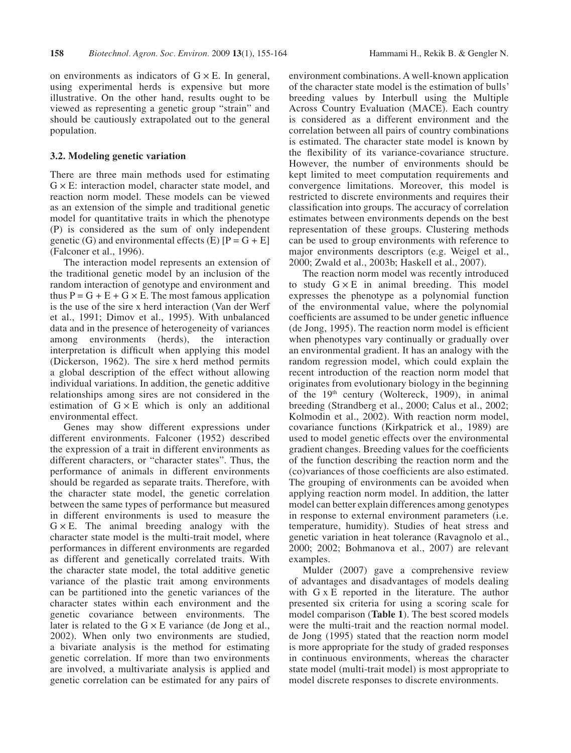on environments as indicators of G × E. In general, using experimental herds is expensive but more illustrative. On the other hand, results ought to be viewed as representing a genetic group "strain" and should be cautiously extrapolated out to the general population.

### 3.2. Modeling genetic variation

There are three main methods used for estimating G × E: interaction model, character state model, and reaction norm model. These models can be viewed as an extension of the simple and traditional genetic model for quantitative traits in which the phenotype (P) is considered as the sum of only independent genetic (G) and environmental effects (E) [P = G + E] (Falconer et al., 1996).

The interaction model represents an extension of the traditional genetic model by an inclusion of the random interaction of genotype and environment and thus P = G + E + G × E. The most famous application is the use of the sire x herd interaction (Van der Werf et al., 1991; Dimov et al., 1995). With unbalanced data and in the presence of heterogeneity of variances among environments (herds), the interaction interpretation is difficult when applying this model (Dickerson, 1962). The sire x herd method permits a global description of the effect without allowing individual variations. In addition, the genetic additive relationships among sires are not considered in the estimation of G × E which is only an additional environmental effect.

Genes may show different expressions under different environments. Falconer (1952) described the expression of a trait in different environments as different characters, or "character states". Thus, the performance of animals in different environments should be regarded as separate traits. Therefore, with the character state model, the genetic correlation between the same types of performance but measured in different environments is used to measure the G × E. The animal breeding analogy with the character state model is the multi-trait model, where performances in different environments are regarded as different and genetically correlated traits. With the character state model, the total additive genetic variance of the plastic trait among environments can be partitioned into the genetic variances of the character states within each environment and the genetic covariance between environments. The later is related to the G × E variance (de Jong et al., 2002). When only two environments are studied, a bivariate analysis is the method for estimating genetic correlation. If more than two environments are involved, a multivariate analysis is applied and genetic correlation can be estimated for any pairs of environment combinations. A well-known application of the character state model is the estimation of bulls' breeding values by Interbull using the Multiple Across Country Evaluation (MACE). Each country is considered as a different environment and the correlation between all pairs of country combinations is estimated. The character state model is known by the flexibility of its variance-covariance structure. However, the number of environments should be kept limited to meet computation requirements and convergence limitations. Moreover, this model is restricted to discrete environments and requires their classification into groups. The accuracy of correlation estimates between environments depends on the best representation of these groups. Clustering methods can be used to group environments with reference to major environments descriptors (e.g. Weigel et al., 2000; Zwald et al., 2003b; Haskell et al., 2007).

The reaction norm model was recently introduced to study G × E in animal breeding. This model expresses the phenotype as a polynomial function of the environmental value, where the polynomial coefficients are assumed to be under genetic influence (de Jong, 1995). The reaction norm model is efficient when phenotypes vary continually or gradually over an environmental gradient. It has an analogy with the random regression model, which could explain the recent introduction of the reaction norm model that originates from evolutionary biology in the beginning of the 19th century (Woltereck, 1909), in animal breeding (Strandberg et al., 2000; Calus et al., 2002; Kolmodin et al., 2002). With reaction norm model, covariance functions (Kirkpatrick et al., 1989) are used to model genetic effects over the environmental gradient changes. Breeding values for the coefficients of the function describing the reaction norm and the (co)variances of those coefficients are also estimated. The grouping of environments can be avoided when applying reaction norm model. In addition, the latter model can better explain differences among genotypes in response to external environment parameters (i.e. temperature, humidity). Studies of heat stress and genetic variation in heat tolerance (Ravagnolo et al., 2000; 2002; Bohmanova et al., 2007) are relevant examples.

Mulder (2007) gave a comprehensive review of advantages and disadvantages of models dealing with G x E reported in the literature. The author presented six criteria for using a scoring scale for model comparison (**Table 1**). The best scored models were the multi-trait and the reaction normal model. de Jong (1995) stated that the reaction norm model is more appropriate for the study of graded responses in continuous environments, whereas the character state model (multi-trait model) is most appropriate to model discrete responses to discrete environments.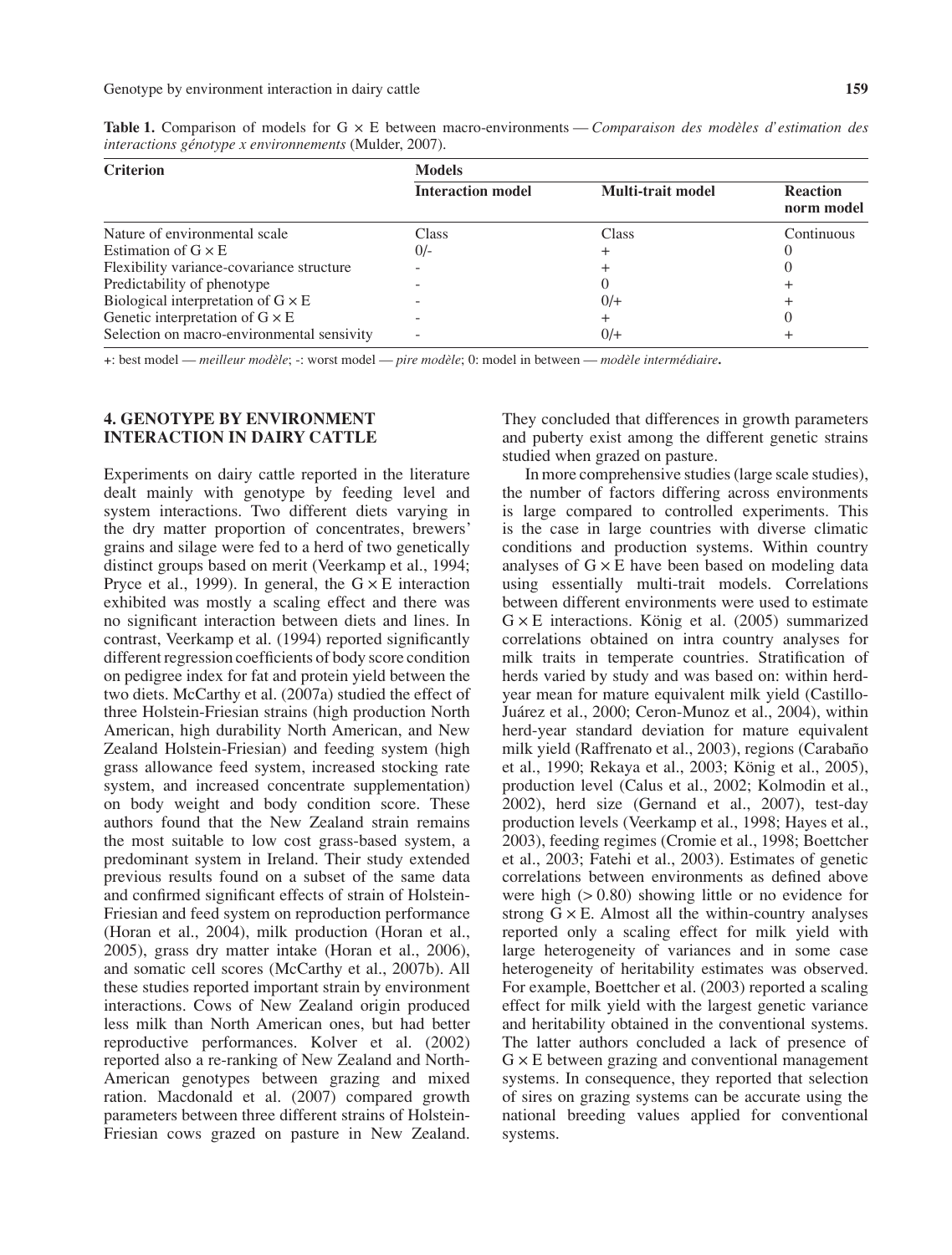**Table 1.** Comparison of models for G × E between macro-environments — *Comparaison des modèles d'estimation des interactions génotype x environnements* (Mulder, 2007).

| Criterion | Models | | |
|---|---|---|---|
| | **Interaction model** | **Multi-trait model** | **Reaction norm model** |
| Nature of environmental scale | Class | Class | Continuous |
| Estimation of G × E | 0/- | + | 0 |
| Flexibility variance-covariance structure | - | + | 0 |
| Predictability of phenotype | - | 0 | + |
| Biological interpretation of G × E | - | 0/+ | + |
| Genetic interpretation of G × E | - | + | 0 |
| Selection on macro-environmental sensivity | - | 0/+ | + |

+: best model — *meilleur modèle*; -: worst model — *pire modèle*; 0: model in between — *modèle intermédiaire*.

## 4. GENOTYPE BY ENVIRONMENT INTERACTION IN DAIRY CATTLE

Experiments on dairy cattle reported in the literature dealt mainly with genotype by feeding level and system interactions. Two different diets varying in the dry matter proportion of concentrates, brewers' grains and silage were fed to a herd of two genetically distinct groups based on merit (Veerkamp et al., 1994; Pryce et al., 1999). In general, the G × E interaction exhibited was mostly a scaling effect and there was no significant interaction between diets and lines. In contrast, Veerkamp et al. (1994) reported significantly different regression coefficients of body score condition on pedigree index for fat and protein yield between the two diets. McCarthy et al. (2007a) studied the effect of three Holstein-Friesian strains (high production North American, high durability North American, and New Zealand Holstein-Friesian) and feeding system (high grass allowance feed system, increased stocking rate system, and increased concentrate supplementation) on body weight and body condition score. These authors found that the New Zealand strain remains the most suitable to low cost grass-based system, a predominant system in Ireland. Their study extended previous results found on a subset of the same data and confirmed significant effects of strain of Holstein-Friesian and feed system on reproduction performance (Horan et al., 2004), milk production (Horan et al., 2005), grass dry matter intake (Horan et al., 2006), and somatic cell scores (McCarthy et al., 2007b). All these studies reported important strain by environment interactions. Cows of New Zealand origin produced less milk than North American ones, but had better reproductive performances. Kolver et al. (2002) reported also a re-ranking of New Zealand and North-American genotypes between grazing and mixed ration. Macdonald et al. (2007) compared growth parameters between three different strains of Holstein-Friesian cows grazed on pasture in New Zealand. They concluded that differences in growth parameters and puberty exist among the different genetic strains studied when grazed on pasture.

In more comprehensive studies (large scale studies), the number of factors differing across environments is large compared to controlled experiments. This is the case in large countries with diverse climatic conditions and production systems. Within country analyses of G × E have been based on modeling data using essentially multi-trait models. Correlations between different environments were used to estimate G × E interactions. König et al. (2005) summarized correlations obtained on intra country analyses for milk traits in temperate countries. Stratification of herds varied by study and was based on: within herd-year mean for mature equivalent milk yield (Castillo-Juárez et al., 2000; Ceron-Munoz et al., 2004), within herd-year standard deviation for mature equivalent milk yield (Raffrenato et al., 2003), regions (Carabaño et al., 1990; Rekaya et al., 2003; König et al., 2005), production level (Calus et al., 2002; Kolmodin et al., 2002), herd size (Gernand et al., 2007), test-day production levels (Veerkamp et al., 1998; Hayes et al., 2003), feeding regimes (Cromie et al., 1998; Boettcher et al., 2003; Fatehi et al., 2003). Estimates of genetic correlations between environments as defined above were high (> 0.80) showing little or no evidence for strong G × E. Almost all the within-country analyses reported only a scaling effect for milk yield with large heterogeneity of variances and in some case heterogeneity of heritability estimates was observed. For example, Boettcher et al. (2003) reported a scaling effect for milk yield with the largest genetic variance and heritability obtained in the conventional systems. The latter authors concluded a lack of presence of G × E between grazing and conventional management systems. In consequence, they reported that selection of sires on grazing systems can be accurate using the national breeding values applied for conventional systems.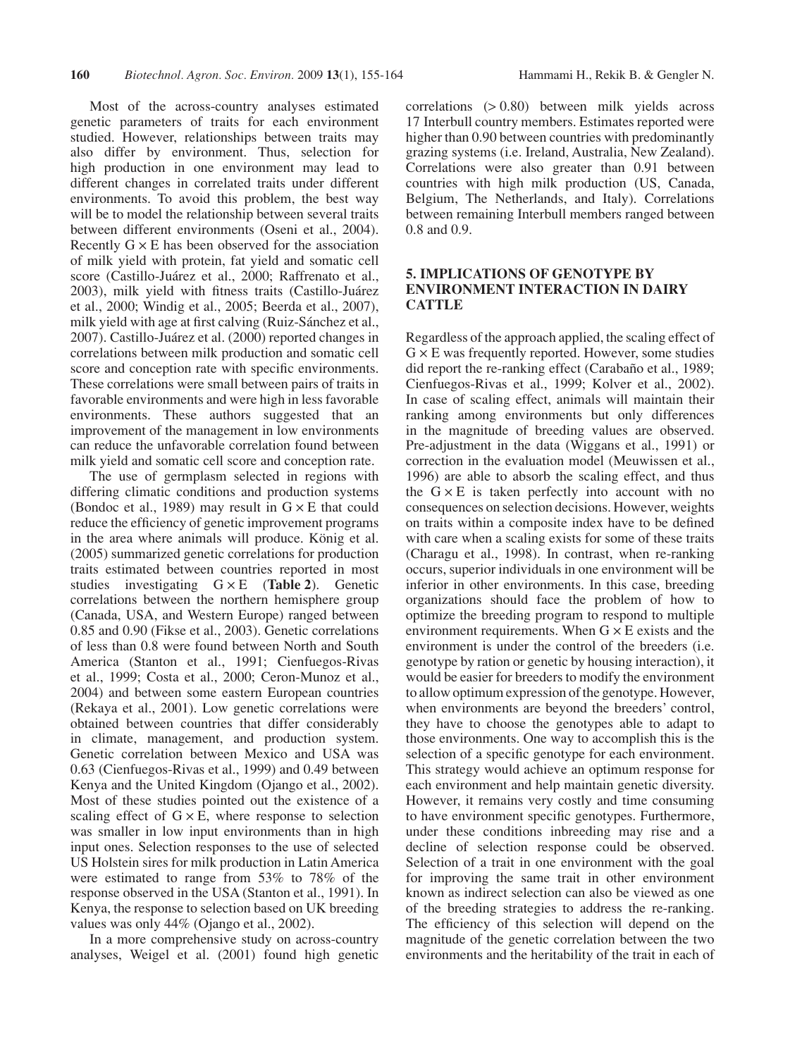Most of the across-country analyses estimated genetic parameters of traits for each environment studied. However, relationships between traits may also differ by environment. Thus, selection for high production in one environment may lead to different changes in correlated traits under different environments. To avoid this problem, the best way will be to model the relationship between several traits between different environments (Oseni et al., 2004). Recently G × E has been observed for the association of milk yield with protein, fat yield and somatic cell score (Castillo-Juárez et al., 2000; Raffrenato et al., 2003), milk yield with fitness traits (Castillo-Juárez et al., 2000; Windig et al., 2005; Beerda et al., 2007), milk yield with age at first calving (Ruiz-Sánchez et al., 2007). Castillo-Juárez et al. (2000) reported changes in correlations between milk production and somatic cell score and conception rate with specific environments. These correlations were small between pairs of traits in favorable environments and were high in less favorable environments. These authors suggested that an improvement of the management in low environments can reduce the unfavorable correlation found between milk yield and somatic cell score and conception rate.

The use of germplasm selected in regions with differing climatic conditions and production systems (Bondoc et al., 1989) may result in G × E that could reduce the efficiency of genetic improvement programs in the area where animals will produce. König et al. (2005) summarized genetic correlations for production traits estimated between countries reported in most studies investigating G × E (**Table 2**). Genetic correlations between the northern hemisphere group (Canada, USA, and Western Europe) ranged between 0.85 and 0.90 (Fikse et al., 2003). Genetic correlations of less than 0.8 were found between North and South America (Stanton et al., 1991; Cienfuegos-Rivas et al., 1999; Costa et al., 2000; Ceron-Munoz et al., 2004) and between some eastern European countries (Rekaya et al., 2001). Low genetic correlations were obtained between countries that differ considerably in climate, management, and production system. Genetic correlation between Mexico and USA was 0.63 (Cienfuegos-Rivas et al., 1999) and 0.49 between Kenya and the United Kingdom (Ojango et al., 2002). Most of these studies pointed out the existence of a scaling effect of G × E, where response to selection was smaller in low input environments than in high input ones. Selection responses to the use of selected US Holstein sires for milk production in Latin America were estimated to range from 53% to 78% of the response observed in the USA (Stanton et al., 1991). In Kenya, the response to selection based on UK breeding values was only 44% (Ojango et al., 2002).

In a more comprehensive study on across-country analyses, Weigel et al. (2001) found high genetic correlations (> 0.80) between milk yields across 17 Interbull country members. Estimates reported were higher than 0.90 between countries with predominantly grazing systems (i.e. Ireland, Australia, New Zealand). Correlations were also greater than 0.91 between countries with high milk production (US, Canada, Belgium, The Netherlands, and Italy). Correlations between remaining Interbull members ranged between 0.8 and 0.9.

## 5. IMPLICATIONS OF GENOTYPE BY ENVIRONMENT INTERACTION IN DAIRY CATTLE

Regardless of the approach applied, the scaling effect of G × E was frequently reported. However, some studies did report the re-ranking effect (Carabaño et al., 1989; Cienfuegos-Rivas et al., 1999; Kolver et al., 2002). In case of scaling effect, animals will maintain their ranking among environments but only differences in the magnitude of breeding values are observed. Pre-adjustment in the data (Wiggans et al., 1991) or correction in the evaluation model (Meuwissen et al., 1996) are able to absorb the scaling effect, and thus the G × E is taken perfectly into account with no consequences on selection decisions. However, weights on traits within a composite index have to be defined with care when a scaling exists for some of these traits (Charagu et al., 1998). In contrast, when re-ranking occurs, superior individuals in one environment will be inferior in other environments. In this case, breeding organizations should face the problem of how to optimize the breeding program to respond to multiple environment requirements. When G × E exists and the environment is under the control of the breeders (i.e. genotype by ration or genetic by housing interaction), it would be easier for breeders to modify the environment to allow optimum expression of the genotype. However, when environments are beyond the breeders' control, they have to choose the genotypes able to adapt to those environments. One way to accomplish this is the selection of a specific genotype for each environment. This strategy would achieve an optimum response for each environment and help maintain genetic diversity. However, it remains very costly and time consuming to have environment specific genotypes. Furthermore, under these conditions inbreeding may rise and a decline of selection response could be observed. Selection of a trait in one environment with the goal for improving the same trait in other environment known as indirect selection can also be viewed as one of the breeding strategies to address the re-ranking. The efficiency of this selection will depend on the magnitude of the genetic correlation between the two environments and the heritability of the trait in each of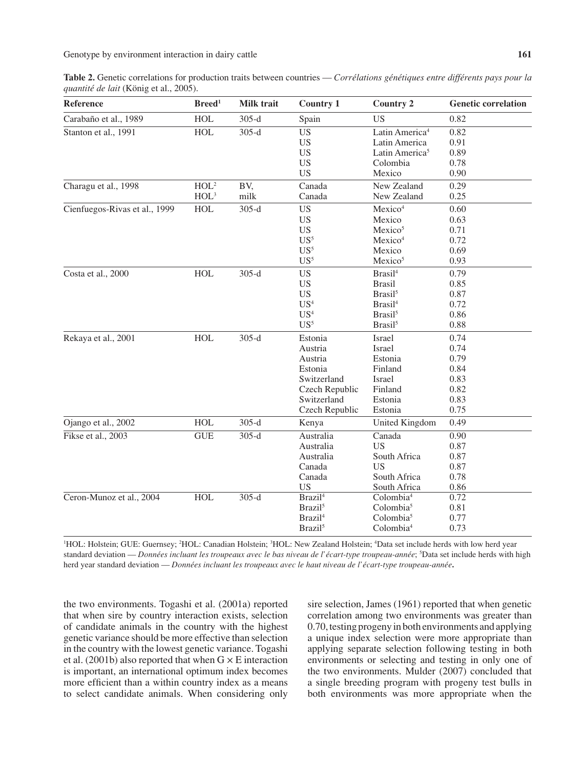**Table 2.** Genetic correlations for production traits between countries — *Corrélations génétiques entre différents pays pour la quantité de lait* (König et al., 2005).

| Reference | Breed[1] | Milk trait | Country 1 | Country 2 | Genetic correlation |
|---|---|---|---|---|---|
| Carabaño et al., 1989 | HOL | 305-d | Spain | US | 0.82 |
| Stanton et al., 1991 | HOL | 305-d | US | Latin America[4] | 0.82 |
| | | | US | Latin America | 0.91 |
| | | | US | Latin America[5] | 0.89 |
| | | | US | Colombia | 0.78 |
| | | | US | Mexico | 0.90 |
| Charagu et al., 1998 | HOL[2] | BV, | Canada | New Zealand | 0.29 |
| | HOL[3] | milk | Canada | New Zealand | 0.25 |
| Cienfuegos-Rivas et al., 1999 | HOL | 305-d | US | Mexico[4] | 0.60 |
| | | | US | Mexico | 0.63 |
| | | | US | Mexico[5] | 0.71 |
| | | | US[5] | Mexico[4] | 0.72 |
| | | | US[5] | Mexico | 0.69 |
| | | | US[5] | Mexico[5] | 0.93 |
| Costa et al., 2000 | HOL | 305-d | US | Brasil[4] | 0.79 |
| | | | US | Brasil | 0.85 |
| | | | US | Brasil[5] | 0.87 |
| | | | US[4] | Brasil[4] | 0.72 |
| | | | US[4] | Brasil[5] | 0.86 |
| | | | US[5] | Brasil[5] | 0.88 |
| Rekaya et al., 2001 | HOL | 305-d | Estonia | Israel | 0.74 |
| | | | Austria | Israel | 0.74 |
| | | | Austria | Estonia | 0.79 |
| | | | Estonia | Finland | 0.84 |
| | | | Switzerland | Israel | 0.83 |
| | | | Czech Republic | Finland | 0.82 |
| | | | Switzerland | Estonia | 0.83 |
| | | | Czech Republic | Estonia | 0.75 |
| Ojango et al., 2002 | HOL | 305-d | Kenya | United Kingdom | 0.49 |
| Fikse et al., 2003 | GUE | 305-d | Australia | Canada | 0.90 |
| | | | Australia | US | 0.87 |
| | | | Australia | South Africa | 0.87 |
| | | | Canada | US | 0.87 |
| | | | Canada | South Africa | 0.78 |
| | | | US | South Africa | 0.86 |
| Ceron-Munoz et al., 2004 | HOL | 305-d | Brazil[4] | Colombia[4] | 0.72 |
| | | | Brazil[5] | Colombia[5] | 0.81 |
| | | | Brazil[4] | Colombia[5] | 0.77 |
| | | | Brazil[5] | Colombia[4] | 0.73 |

[1]HOL: Holstein; GUE: Guernsey; [2]HOL: Canadian Holstein; [3]HOL: New Zealand Holstein; [4]Data set include herds with low herd year standard deviation — *Données incluant les troupeaux avec le bas niveau de l'écart-type troupeau-année*; [5]Data set include herds with high herd year standard deviation — *Données incluant les troupeaux avec le haut niveau de l'écart-type troupeau-année*.

the two environments. Togashi et al. (2001a) reported that when sire by country interaction exists, selection of candidate animals in the country with the highest genetic variance should be more effective than selection in the country with the lowest genetic variance. Togashi et al. (2001b) also reported that when G × E interaction is important, an international optimum index becomes more efficient than a within country index as a means to select candidate animals. When considering only sire selection, James (1961) reported that when genetic correlation among two environments was greater than 0.70, testing progeny in both environments and applying a unique index selection were more appropriate than applying separate selection following testing in both environments or selecting and testing in only one of the two environments. Mulder (2007) concluded that a single breeding program with progeny test bulls in both environments was more appropriate when the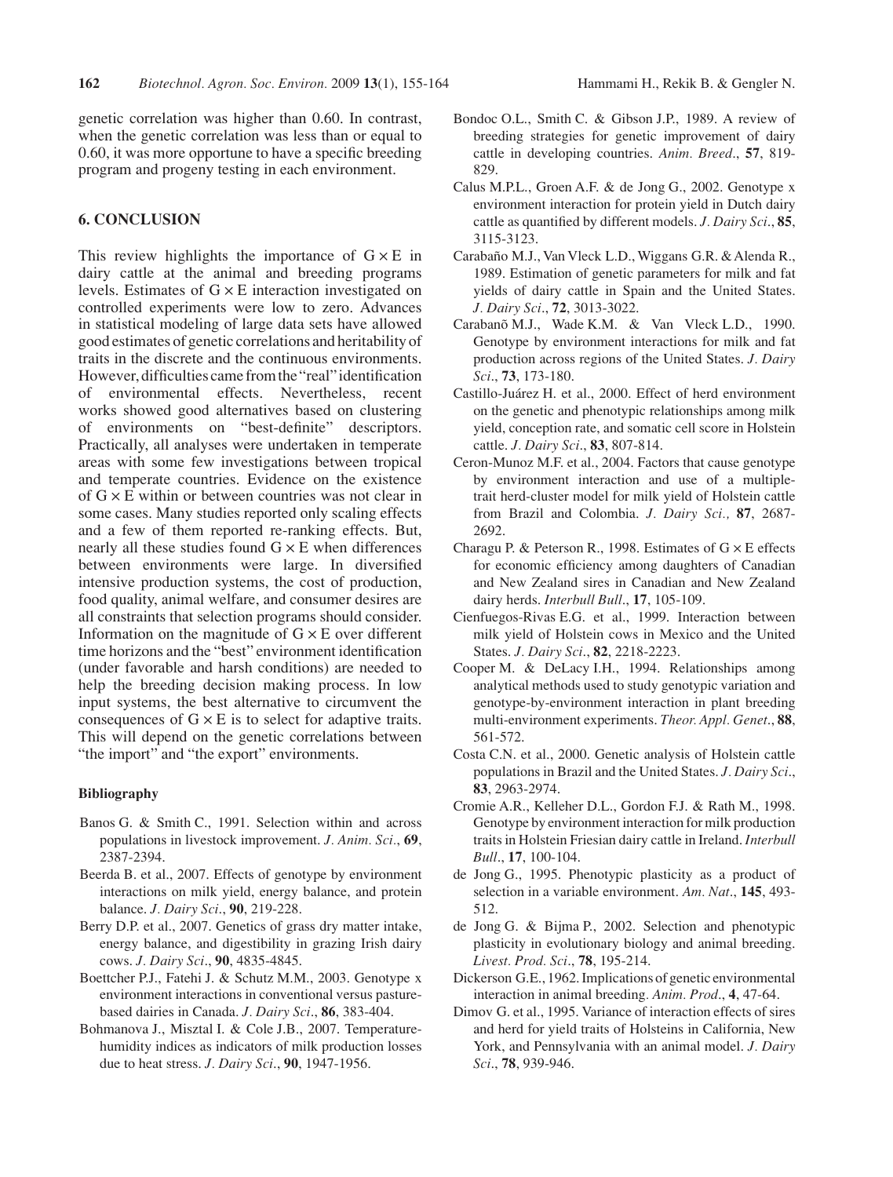genetic correlation was higher than 0.60. In contrast, when the genetic correlation was less than or equal to 0.60, it was more opportune to have a specific breeding program and progeny testing in each environment.

## 6. CONCLUSION

This review highlights the importance of G × E in dairy cattle at the animal and breeding programs levels. Estimates of G × E interaction investigated on controlled experiments were low to zero. Advances in statistical modeling of large data sets have allowed good estimates of genetic correlations and heritability of traits in the discrete and the continuous environments. However, difficulties came from the "real" identification of environmental effects. Nevertheless, recent works showed good alternatives based on clustering of environments on "best-definite" descriptors. Practically, all analyses were undertaken in temperate areas with some few investigations between tropical and temperate countries. Evidence on the existence of G × E within or between countries was not clear in some cases. Many studies reported only scaling effects and a few of them reported re-ranking effects. But, nearly all these studies found G × E when differences between environments were large. In diversified intensive production systems, the cost of production, food quality, animal welfare, and consumer desires are all constraints that selection programs should consider. Information on the magnitude of G × E over different time horizons and the "best" environment identification (under favorable and harsh conditions) are needed to help the breeding decision making process. In low input systems, the best alternative to circumvent the consequences of G × E is to select for adaptive traits. This will depend on the genetic correlations between "the import" and "the export" environments.

### Bibliography

Banos G. & Smith C., 1991. Selection within and across populations in livestock improvement. *J. Anim. Sci.*, **69**, 2387-2394.

Beerda B. et al., 2007. Effects of genotype by environment interactions on milk yield, energy balance, and protein balance. *J. Dairy Sci.*, **90**, 219-228.

Berry D.P. et al., 2007. Genetics of grass dry matter intake, energy balance, and digestibility in grazing Irish dairy cows. *J. Dairy Sci.*, **90**, 4835-4845.

Boettcher P.J., Fatehi J. & Schutz M.M., 2003. Genotype x environment interactions in conventional versus pasture-based dairies in Canada. *J. Dairy Sci.*, **86**, 383-404.

Bohmanova J., Misztal I. & Cole J.B., 2007. Temperature-humidity indices as indicators of milk production losses due to heat stress. *J. Dairy Sci.*, **90**, 1947-1956.

Bondoc O.L., Smith C. & Gibson J.P., 1989. A review of breeding strategies for genetic improvement of dairy cattle in developing countries. *Anim. Breed.*, **57**, 819-829.

Calus M.P.L., Groen A.F. & de Jong G., 2002. Genotype x environment interaction for protein yield in Dutch dairy cattle as quantified by different models. *J. Dairy Sci.*, **85**, 3115-3123.

Carabaño M.J., Van Vleck L.D., Wiggans G.R. & Alenda R., 1989. Estimation of genetic parameters for milk and fat yields of dairy cattle in Spain and the United States. *J. Dairy Sci.*, **72**, 3013-3022.

Carabanõ M.J., Wade K.M. & Van Vleck L.D., 1990. Genotype by environment interactions for milk and fat production across regions of the United States. *J. Dairy Sci.*, **73**, 173-180.

Castillo-Juárez H. et al., 2000. Effect of herd environment on the genetic and phenotypic relationships among milk yield, conception rate, and somatic cell score in Holstein cattle. *J. Dairy Sci.*, **83**, 807-814.

Ceron-Munoz M.F. et al., 2004. Factors that cause genotype by environment interaction and use of a multiple-trait herd-cluster model for milk yield of Holstein cattle from Brazil and Colombia. *J. Dairy Sci.,* **87**, 2687-2692.

Charagu P. & Peterson R., 1998. Estimates of G × E effects for economic efficiency among daughters of Canadian and New Zealand sires in Canadian and New Zealand dairy herds. *Interbull Bull.*, **17**, 105-109.

Cienfuegos-Rivas E.G. et al., 1999. Interaction between milk yield of Holstein cows in Mexico and the United States. *J. Dairy Sci.*, **82**, 2218-2223.

Cooper M. & DeLacy I.H., 1994. Relationships among analytical methods used to study genotypic variation and genotype-by-environment interaction in plant breeding multi-environment experiments. *Theor. Appl. Genet.*, **88**, 561-572.

Costa C.N. et al., 2000. Genetic analysis of Holstein cattle populations in Brazil and the United States. *J. Dairy Sci.*, **83**, 2963-2974.

Cromie A.R., Kelleher D.L., Gordon F.J. & Rath M., 1998. Genotype by environment interaction for milk production traits in Holstein Friesian dairy cattle in Ireland. *Interbull Bull.*, **17**, 100-104.

de Jong G., 1995. Phenotypic plasticity as a product of selection in a variable environment. *Am. Nat.*, **145**, 493-512.

de Jong G. & Bijma P., 2002. Selection and phenotypic plasticity in evolutionary biology and animal breeding. *Livest. Prod. Sci.*, **78**, 195-214.

Dickerson G.E., 1962. Implications of genetic environmental interaction in animal breeding. *Anim. Prod.*, **4**, 47-64.

Dimov G. et al., 1995. Variance of interaction effects of sires and herd for yield traits of Holsteins in California, New York, and Pennsylvania with an animal model. *J. Dairy Sci.*, **78**, 939-946.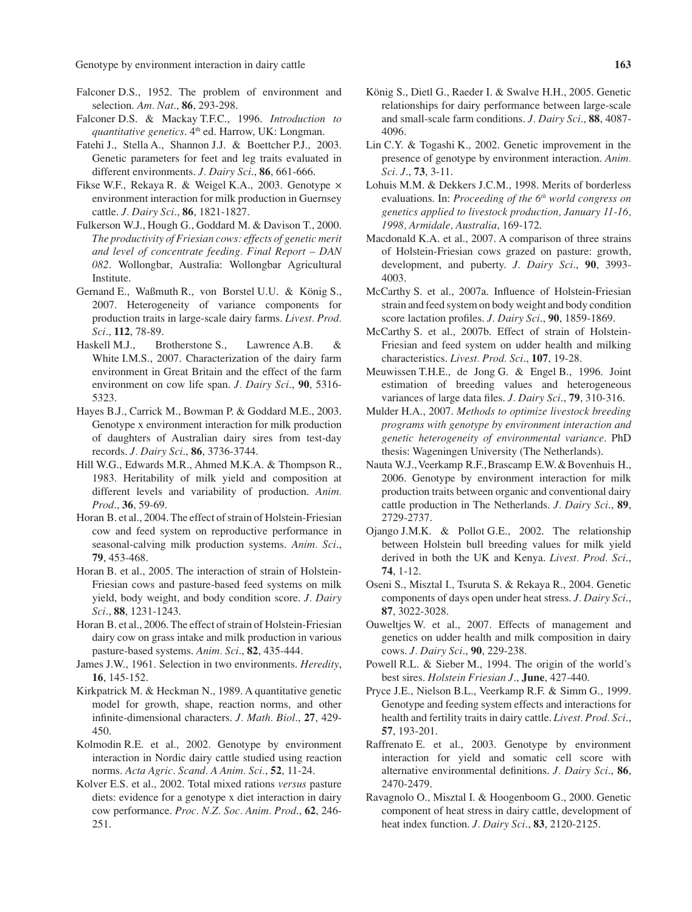Falconer D.S., 1952. The problem of environment and selection. *Am. Nat.*, **86**, 293-298.

Falconer D.S. & Mackay T.F.C., 1996. *Introduction to quantitative genetics*. 4th ed. Harrow, UK: Longman.

Fatehi J., Stella A., Shannon J.J. & Boettcher P.J., 2003. Genetic parameters for feet and leg traits evaluated in different environments. *J. Dairy Sci.*, **86**, 661-666.

Fikse W.F., Rekaya R. & Weigel K.A., 2003. Genotype × environment interaction for milk production in Guernsey cattle. *J. Dairy Sci.*, **86**, 1821-1827.

Fulkerson W.J., Hough G., Goddard M. & Davison T., 2000. *The productivity of Friesian cows: effects of genetic merit and level of concentrate feeding. Final Report – DAN 082*. Wollongbar, Australia: Wollongbar Agricultural Institute.

Gernand E., Waßmuth R., von Borstel U.U. & König S., 2007. Heterogeneity of variance components for production traits in large-scale dairy farms. *Livest. Prod. Sci.*, **112**, 78-89.

Haskell M.J., Brotherstone S., Lawrence A.B. & White I.M.S., 2007. Characterization of the dairy farm environment in Great Britain and the effect of the farm environment on cow life span. *J. Dairy Sci.*, **90**, 5316-5323.

Hayes B.J., Carrick M., Bowman P. & Goddard M.E., 2003. Genotype x environment interaction for milk production of daughters of Australian dairy sires from test-day records. *J. Dairy Sci.*, **86**, 3736-3744.

Hill W.G., Edwards M.R., Ahmed M.K.A. & Thompson R., 1983. Heritability of milk yield and composition at different levels and variability of production. *Anim. Prod.*, **36**, 59-69.

Horan B. et al., 2004. The effect of strain of Holstein-Friesian cow and feed system on reproductive performance in seasonal-calving milk production systems. *Anim. Sci.*, **79**, 453-468.

Horan B. et al., 2005. The interaction of strain of Holstein-Friesian cows and pasture-based feed systems on milk yield, body weight, and body condition score. *J. Dairy Sci.*, **88**, 1231-1243.

Horan B. et al., 2006. The effect of strain of Holstein-Friesian dairy cow on grass intake and milk production in various pasture-based systems. *Anim. Sci.*, **82**, 435-444.

James J.W., 1961. Selection in two environments. *Heredity*, **16**, 145-152.

Kirkpatrick M. & Heckman N., 1989. A quantitative genetic model for growth, shape, reaction norms, and other infinite-dimensional characters. *J. Math. Biol.*, **27**, 429-450.

Kolmodin R.E. et al., 2002. Genotype by environment interaction in Nordic dairy cattle studied using reaction norms. *Acta Agric. Scand. A Anim. Sci.*, **52**, 11-24.

Kolver E.S. et al., 2002. Total mixed rations *versus* pasture diets: evidence for a genotype x diet interaction in dairy cow performance. *Proc. N.Z. Soc. Anim. Prod.*, **62**, 246-251.

König S., Dietl G., Raeder I. & Swalve H.H., 2005. Genetic relationships for dairy performance between large-scale and small-scale farm conditions. *J. Dairy Sci.*, **88**, 4087-4096.

Lin C.Y. & Togashi K., 2002. Genetic improvement in the presence of genotype by environment interaction. *Anim. Sci. J.*, **73**, 3-11.

Lohuis M.M. & Dekkers J.C.M., 1998. Merits of borderless evaluations. In: *Proceeding of the 6th world congress on genetics applied to livestock production, January 11-16, 1998, Armidale, Australia*, 169-172.

Macdonald K.A. et al., 2007. A comparison of three strains of Holstein-Friesian cows grazed on pasture: growth, development, and puberty. *J. Dairy Sci.*, **90**, 3993-4003.

McCarthy S. et al., 2007a. Influence of Holstein-Friesian strain and feed system on body weight and body condition score lactation profiles. *J. Dairy Sci.*, **90**, 1859-1869.

McCarthy S. et al., 2007b. Effect of strain of Holstein-Friesian and feed system on udder health and milking characteristics. *Livest. Prod. Sci.*, **107**, 19-28.

Meuwissen T.H.E., de Jong G. & Engel B., 1996. Joint estimation of breeding values and heterogeneous variances of large data files. *J. Dairy Sci.*, **79**, 310-316.

Mulder H.A., 2007. *Methods to optimize livestock breeding programs with genotype by environment interaction and genetic heterogeneity of environmental variance*. PhD thesis: Wageningen University (The Netherlands).

Nauta W.J., Veerkamp R.F., Brascamp E.W. & Bovenhuis H., 2006. Genotype by environment interaction for milk production traits between organic and conventional dairy cattle production in The Netherlands. *J. Dairy Sci.*, **89**, 2729-2737.

Ojango J.M.K. & Pollot G.E., 2002. The relationship between Holstein bull breeding values for milk yield derived in both the UK and Kenya. *Livest. Prod. Sci.*, **74**, 1-12.

Oseni S., Misztal I., Tsuruta S. & Rekaya R., 2004. Genetic components of days open under heat stress. *J. Dairy Sci.*, **87**, 3022-3028.

Ouweltjes W. et al., 2007. Effects of management and genetics on udder health and milk composition in dairy cows. *J. Dairy Sci.*, **90**, 229-238.

Powell R.L. & Sieber M., 1994. The origin of the world's best sires. *Holstein Friesian J.*, **June**, 427-440.

Pryce J.E., Nielson B.L., Veerkamp R.F. & Simm G., 1999. Genotype and feeding system effects and interactions for health and fertility traits in dairy cattle. *Livest. Prod. Sci.*, **57**, 193-201.

Raffrenato E. et al., 2003. Genotype by environment interaction for yield and somatic cell score with alternative environmental definitions. *J. Dairy Sci.*, **86**, 2470-2479.

Ravagnolo O., Misztal I. & Hoogenboom G., 2000. Genetic component of heat stress in dairy cattle, development of heat index function. *J. Dairy Sci.*, **83**, 2120-2125.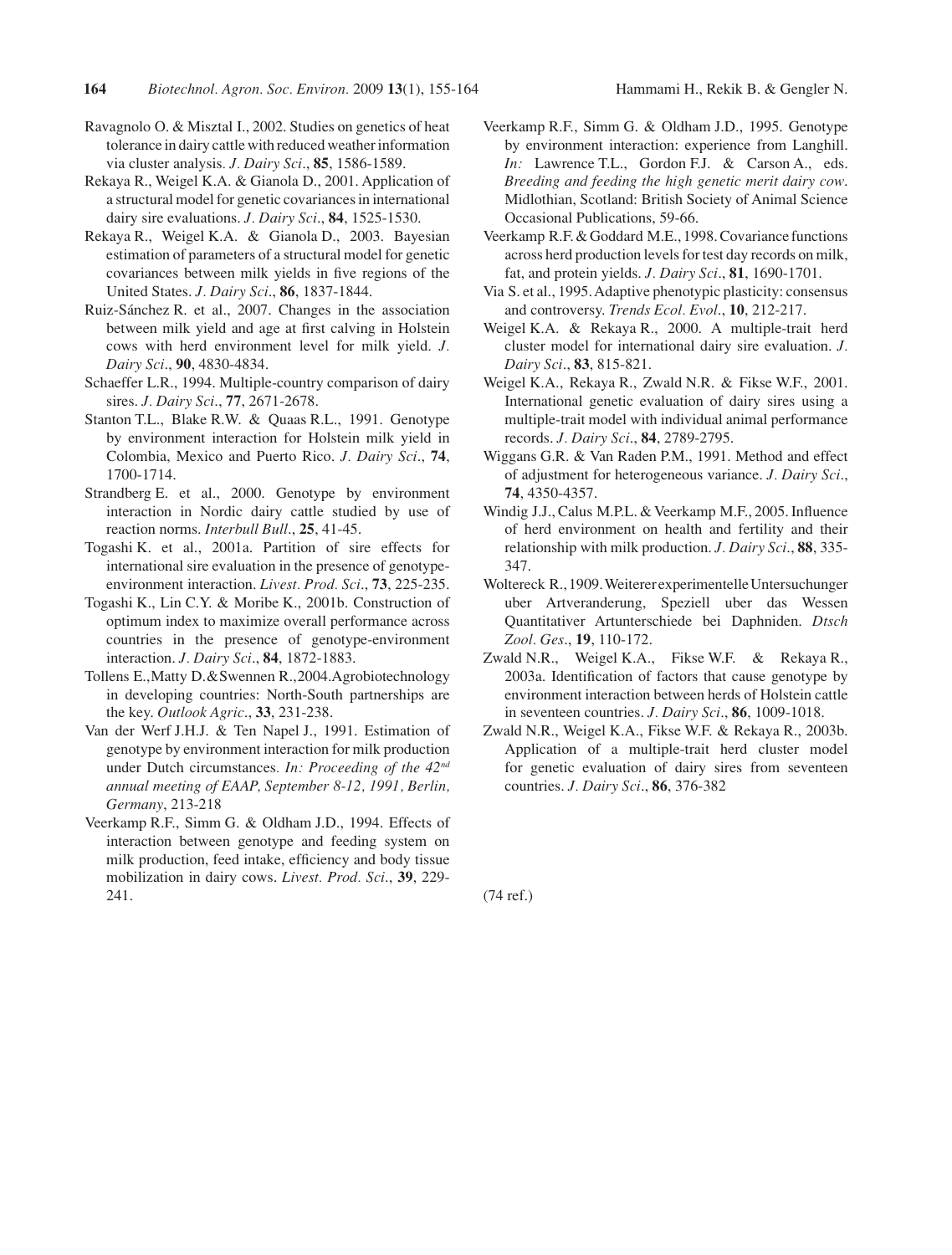Ravagnolo O. & Misztal I., 2002. Studies on genetics of heat tolerance in dairy cattle with reduced weather information via cluster analysis. *J. Dairy Sci*., **85**, 1586-1589.

Rekaya R., Weigel K.A. & Gianola D., 2001. Application of a structural model for genetic covariances in international dairy sire evaluations. *J. Dairy Sci*., **84**, 1525-1530.

Rekaya R., Weigel K.A. & Gianola D., 2003. Bayesian estimation of parameters of a structural model for genetic covariances between milk yields in five regions of the United States. *J. Dairy Sci*., **86**, 1837-1844.

Ruiz-Sánchez R. et al., 2007. Changes in the association between milk yield and age at first calving in Holstein cows with herd environment level for milk yield. *J. Dairy Sci*., **90**, 4830-4834.

Schaeffer L.R., 1994. Multiple-country comparison of dairy sires. *J. Dairy Sci*., **77**, 2671-2678.

Stanton T.L., Blake R.W. & Quaas R.L., 1991. Genotype by environment interaction for Holstein milk yield in Colombia, Mexico and Puerto Rico. *J. Dairy Sci*., **74**, 1700-1714.

Strandberg E. et al., 2000. Genotype by environment interaction in Nordic dairy cattle studied by use of reaction norms. *Interbull Bull*., **25**, 41-45.

Togashi K. et al., 2001a. Partition of sire effects for international sire evaluation in the presence of genotype-environment interaction. *Livest. Prod. Sci*., **73**, 225-235.

Togashi K., Lin C.Y. & Moribe K., 2001b. Construction of optimum index to maximize overall performance across countries in the presence of genotype-environment interaction. *J. Dairy Sci*., **84**, 1872-1883.

Tollens E., Matty D. & Swennen R., 2004. Agrobiotechnology in developing countries: North-South partnerships are the key. *Outlook Agric*., **33**, 231-238.

Van der Werf J.H.J. & Ten Napel J., 1991. Estimation of genotype by environment interaction for milk production under Dutch circumstances. *In: Proceeding of the 42nd annual meeting of EAAP, September 8-12, 1991, Berlin, Germany*, 213-218

Veerkamp R.F., Simm G. & Oldham J.D., 1994. Effects of interaction between genotype and feeding system on milk production, feed intake, efficiency and body tissue mobilization in dairy cows. *Livest. Prod. Sci*., **39**, 229-241.

Veerkamp R.F., Simm G. & Oldham J.D., 1995. Genotype by environment interaction: experience from Langhill. *In:* Lawrence T.L., Gordon F.J. & Carson A., eds. *Breeding and feeding the high genetic merit dairy cow*. Midlothian, Scotland: British Society of Animal Science Occasional Publications, 59-66.

Veerkamp R.F. & Goddard M.E., 1998. Covariance functions across herd production levels for test day records on milk, fat, and protein yields. *J. Dairy Sci*., **81**, 1690-1701.

Via S. et al., 1995. Adaptive phenotypic plasticity: consensus and controversy. *Trends Ecol. Evol*., **10**, 212-217.

Weigel K.A. & Rekaya R., 2000. A multiple-trait herd cluster model for international dairy sire evaluation. *J. Dairy Sci*., **83**, 815-821.

Weigel K.A., Rekaya R., Zwald N.R. & Fikse W.F., 2001. International genetic evaluation of dairy sires using a multiple-trait model with individual animal performance records. *J. Dairy Sci*., **84**, 2789-2795.

Wiggans G.R. & Van Raden P.M., 1991. Method and effect of adjustment for heterogeneous variance. *J. Dairy Sci*., **74**, 4350-4357.

Windig J.J., Calus M.P.L. & Veerkamp M.F., 2005. Influence of herd environment on health and fertility and their relationship with milk production. *J. Dairy Sci*., **88**, 335-347.

Woltereck R., 1909. Weiterer experimentelle Untersuchunger uber Artveranderung, Speziell uber das Wessen Quantitativer Artunterschiede bei Daphniden. *Dtsch Zool. Ges*., **19**, 110-172.

Zwald N.R., Weigel K.A., Fikse W.F. & Rekaya R., 2003a. Identification of factors that cause genotype by environment interaction between herds of Holstein cattle in seventeen countries. *J. Dairy Sci*., **86**, 1009-1018.

Zwald N.R., Weigel K.A., Fikse W.F. & Rekaya R., 2003b. Application of a multiple-trait herd cluster model for genetic evaluation of dairy sires from seventeen countries. *J. Dairy Sci*., **86**, 376-382

(74 ref.)